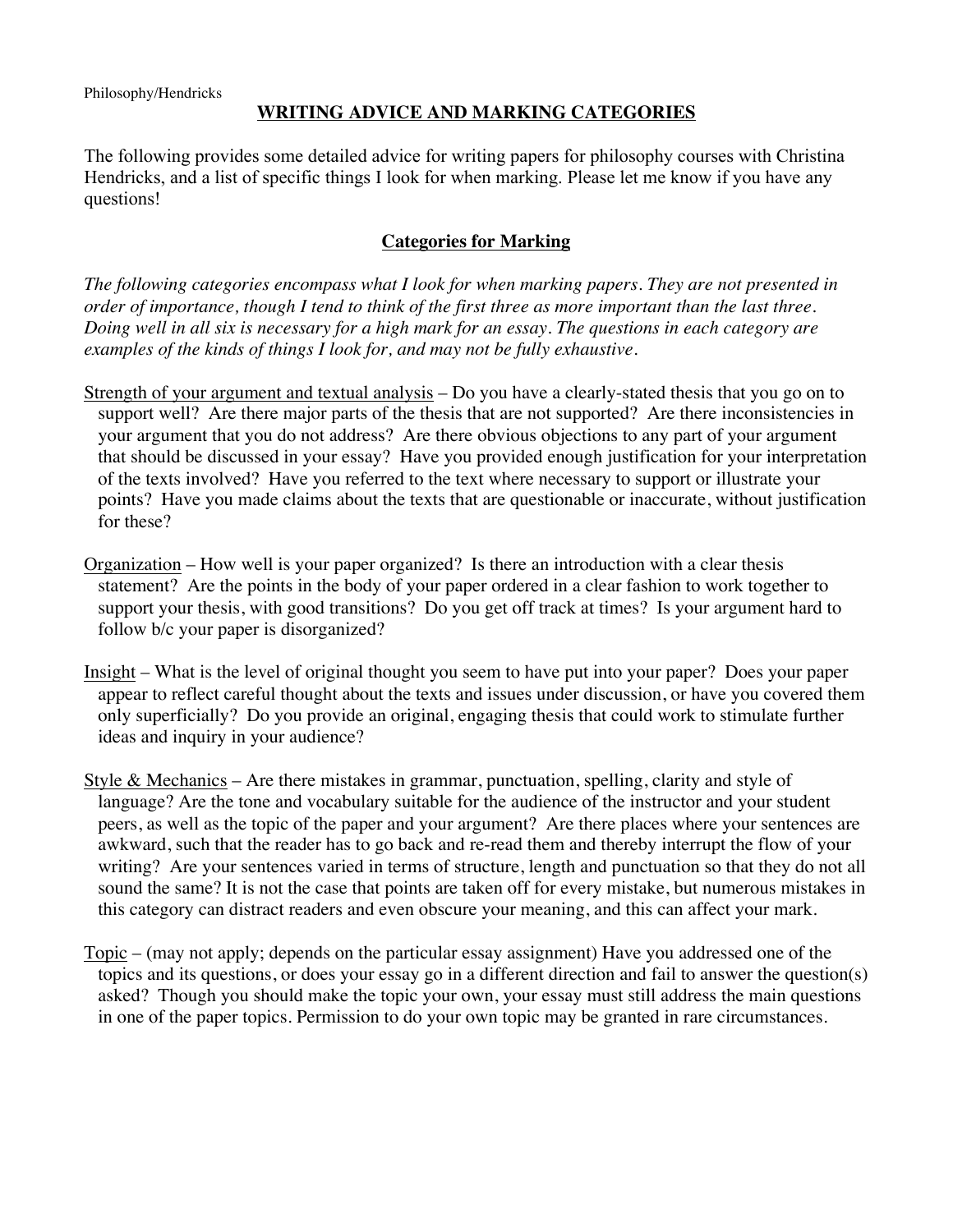Philosophy/Hendricks

# WRITING ADVICE AND MARKING CATEGORIES

The following provides some detailed advice for writing papers for philosophy courses with Christina Hendricks, and a list of specific things I look for when marking. Please let me know if you have any questions!

## Categories for Marking

*The following categories encompass what I look for when marking papers. They are not presented in order of importance, though I tend to think of the first three as more important than the last three. Doing well in all six is necessary for a high mark for an essay. The questions in each category are examples of the kinds of things I look for, and may not be fully exhaustive.*

<u>Strength of your argument and textual analysis</u> – Do you have a clearly-stated thesis that you go on to support well? Are there major parts of the thesis that are not supported? Are there inconsistencies in your argument that you do not address? Are there obvious objections to any part of your argument that should be discussed in your essay? Have you provided enough justification for your interpretation of the texts involved? Have you referred to the text where necessary to support or illustrate your points? Have you made claims about the texts that are questionable or inaccurate, without justification for these?

<u>Organization</u> – How well is your paper organized? Is there an introduction with a clear thesis statement? Are the points in the body of your paper ordered in a clear fashion to work together to support your thesis, with good transitions? Do you get off track at times? Is your argument hard to follow b/c your paper is disorganized?

<u>Insight</u> – What is the level of original thought you seem to have put into your paper? Does your paper appear to reflect careful thought about the texts and issues under discussion, or have you covered them only superficially? Do you provide an original, engaging thesis that could work to stimulate further ideas and inquiry in your audience?

<u>Style & Mechanics</u> – Are there mistakes in grammar, punctuation, spelling, clarity and style of language? Are the tone and vocabulary suitable for the audience of the instructor and your student peers, as well as the topic of the paper and your argument? Are there places where your sentences are awkward, such that the reader has to go back and re-read them and thereby interrupt the flow of your writing? Are your sentences varied in terms of structure, length and punctuation so that they do not all sound the same? It is not the case that points are taken off for every mistake, but numerous mistakes in this category can distract readers and even obscure your meaning, and this can affect your mark.

<u>Topic</u> – (may not apply; depends on the particular essay assignment) Have you addressed one of the topics and its questions, or does your essay go in a different direction and fail to answer the question(s) asked? Though you should make the topic your own, your essay must still address the main questions in one of the paper topics. Permission to do your own topic may be granted in rare circumstances.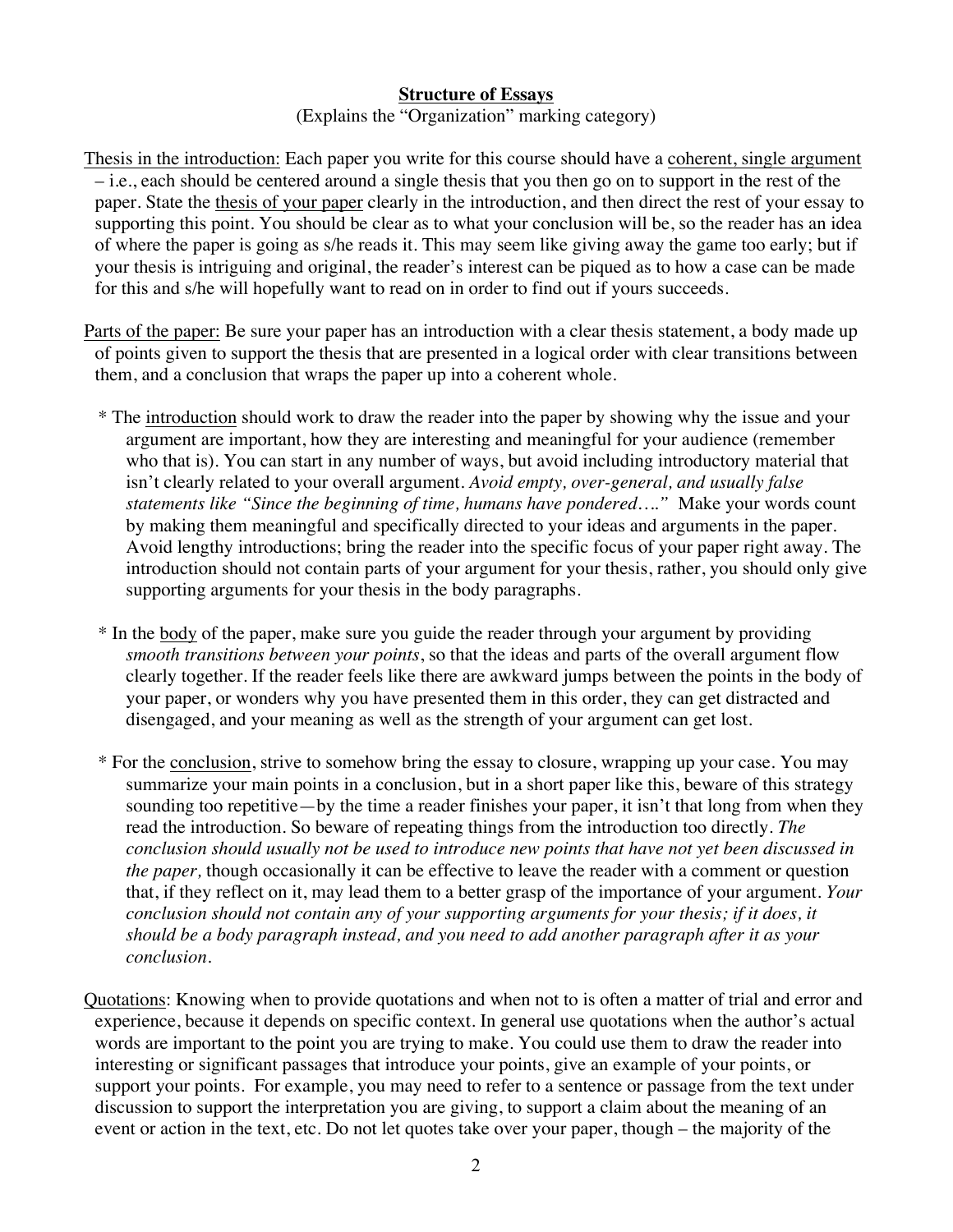## **Structure of Essays**

(Explains the "Organization" marking category)

Thesis in the introduction: Each paper you write for this course should have a coherent, single argument – i.e., each should be centered around a single thesis that you then go on to support in the rest of the paper. State the thesis of your paper clearly in the introduction, and then direct the rest of your essay to supporting this point. You should be clear as to what your conclusion will be, so the reader has an idea of where the paper is going as s/he reads it. This may seem like giving away the game too early; but if your thesis is intriguing and original, the reader's interest can be piqued as to how a case can be made for this and s/he will hopefully want to read on in order to find out if yours succeeds.

Parts of the paper: Be sure your paper has an introduction with a clear thesis statement, a body made up of points given to support the thesis that are presented in a logical order with clear transitions between them, and a conclusion that wraps the paper up into a coherent whole.

* The introduction should work to draw the reader into the paper by showing why the issue and your argument are important, how they are interesting and meaningful for your audience (remember who that is). You can start in any number of ways, but avoid including introductory material that isn't clearly related to your overall argument. *Avoid empty, over-general, and usually false statements like "Since the beginning of time, humans have pondered…."* Make your words count by making them meaningful and specifically directed to your ideas and arguments in the paper. Avoid lengthy introductions; bring the reader into the specific focus of your paper right away. The introduction should not contain parts of your argument for your thesis, rather, you should only give supporting arguments for your thesis in the body paragraphs.

* In the body of the paper, make sure you guide the reader through your argument by providing *smooth transitions between your points*, so that the ideas and parts of the overall argument flow clearly together. If the reader feels like there are awkward jumps between the points in the body of your paper, or wonders why you have presented them in this order, they can get distracted and disengaged, and your meaning as well as the strength of your argument can get lost.

* For the conclusion, strive to somehow bring the essay to closure, wrapping up your case. You may summarize your main points in a conclusion, but in a short paper like this, beware of this strategy sounding too repetitive—by the time a reader finishes your paper, it isn't that long from when they read the introduction. So beware of repeating things from the introduction too directly. *The conclusion should usually not be used to introduce new points that have not yet been discussed in the paper,* though occasionally it can be effective to leave the reader with a comment or question that, if they reflect on it, may lead them to a better grasp of the importance of your argument. *Your conclusion should not contain any of your supporting arguments for your thesis; if it does, it should be a body paragraph instead, and you need to add another paragraph after it as your conclusion.*

Quotations: Knowing when to provide quotations and when not to is often a matter of trial and error and experience, because it depends on specific context. In general use quotations when the author's actual words are important to the point you are trying to make. You could use them to draw the reader into interesting or significant passages that introduce your points, give an example of your points, or support your points. For example, you may need to refer to a sentence or passage from the text under discussion to support the interpretation you are giving, to support a claim about the meaning of an event or action in the text, etc. Do not let quotes take over your paper, though – the majority of the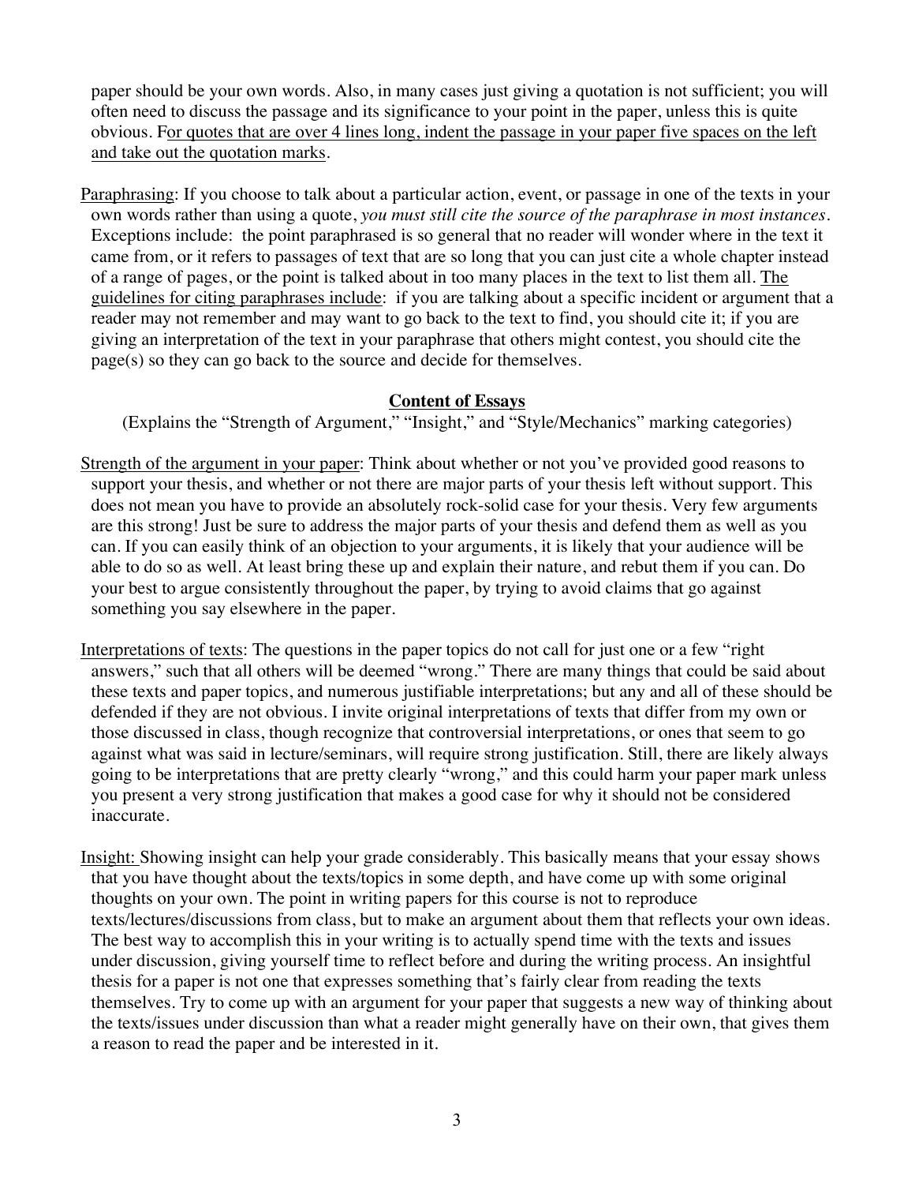paper should be your own words. Also, in many cases just giving a quotation is not sufficient; you will often need to discuss the passage and its significance to your point in the paper, unless this is quite obvious. For quotes that are over 4 lines long, indent the passage in your paper five spaces on the left and take out the quotation marks.

Paraphrasing: If you choose to talk about a particular action, event, or passage in one of the texts in your own words rather than using a quote, *you must still cite the source of the paraphrase in most instances*. Exceptions include: the point paraphrased is so general that no reader will wonder where in the text it came from, or it refers to passages of text that are so long that you can just cite a whole chapter instead of a range of pages, or the point is talked about in too many places in the text to list them all. The guidelines for citing paraphrases include: if you are talking about a specific incident or argument that a reader may not remember and may want to go back to the text to find, you should cite it; if you are giving an interpretation of the text in your paraphrase that others might contest, you should cite the page(s) so they can go back to the source and decide for themselves.

## Content of Essays

(Explains the "Strength of Argument," "Insight," and "Style/Mechanics" marking categories)

Strength of the argument in your paper: Think about whether or not you've provided good reasons to support your thesis, and whether or not there are major parts of your thesis left without support. This does not mean you have to provide an absolutely rock-solid case for your thesis. Very few arguments are this strong! Just be sure to address the major parts of your thesis and defend them as well as you can. If you can easily think of an objection to your arguments, it is likely that your audience will be able to do so as well. At least bring these up and explain their nature, and rebut them if you can. Do your best to argue consistently throughout the paper, by trying to avoid claims that go against something you say elsewhere in the paper.

Interpretations of texts: The questions in the paper topics do not call for just one or a few "right answers," such that all others will be deemed "wrong." There are many things that could be said about these texts and paper topics, and numerous justifiable interpretations; but any and all of these should be defended if they are not obvious. I invite original interpretations of texts that differ from my own or those discussed in class, though recognize that controversial interpretations, or ones that seem to go against what was said in lecture/seminars, will require strong justification. Still, there are likely always going to be interpretations that are pretty clearly "wrong," and this could harm your paper mark unless you present a very strong justification that makes a good case for why it should not be considered inaccurate.

Insight: Showing insight can help your grade considerably. This basically means that your essay shows that you have thought about the texts/topics in some depth, and have come up with some original thoughts on your own. The point in writing papers for this course is not to reproduce texts/lectures/discussions from class, but to make an argument about them that reflects your own ideas. The best way to accomplish this in your writing is to actually spend time with the texts and issues under discussion, giving yourself time to reflect before and during the writing process. An insightful thesis for a paper is not one that expresses something that's fairly clear from reading the texts themselves. Try to come up with an argument for your paper that suggests a new way of thinking about the texts/issues under discussion than what a reader might generally have on their own, that gives them a reason to read the paper and be interested in it.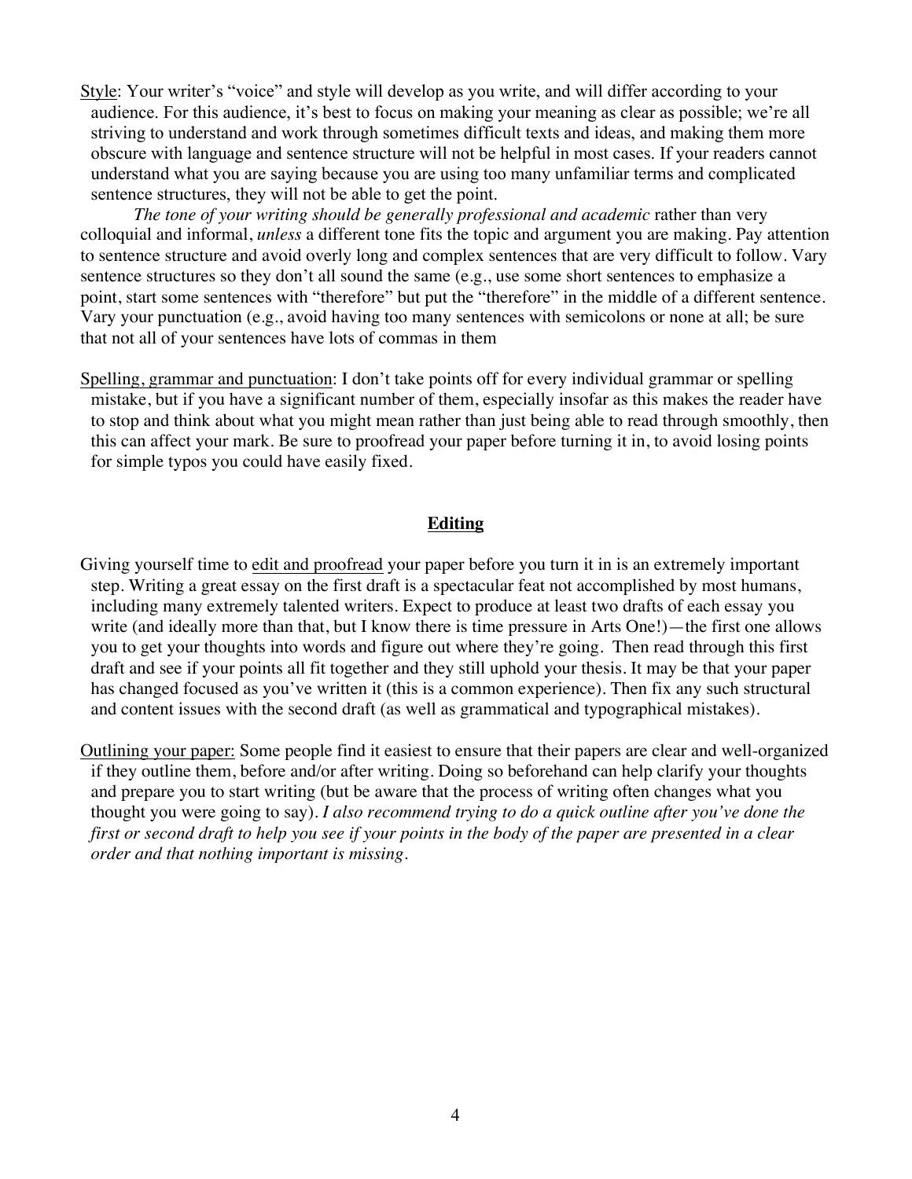<u>Style</u>: Your writer's "voice" and style will develop as you write, and will differ according to your audience. For this audience, it's best to focus on making your meaning as clear as possible; we're all striving to understand and work through sometimes difficult texts and ideas, and making them more obscure with language and sentence structure will not be helpful in most cases. If your readers cannot understand what you are saying because you are using too many unfamiliar terms and complicated sentence structures, they will not be able to get the point.

*The tone of your writing should be generally professional and academic* rather than very colloquial and informal, *unless* a different tone fits the topic and argument you are making. Pay attention to sentence structure and avoid overly long and complex sentences that are very difficult to follow. Vary sentence structures so they don't all sound the same (e.g., use some short sentences to emphasize a point, start some sentences with "therefore" but put the "therefore" in the middle of a different sentence. Vary your punctuation (e.g., avoid having too many sentences with semicolons or none at all; be sure that not all of your sentences have lots of commas in them

<u>Spelling, grammar and punctuation</u>: I don't take points off for every individual grammar or spelling mistake, but if you have a significant number of them, especially insofar as this makes the reader have to stop and think about what you might mean rather than just being able to read through smoothly, then this can affect your mark. Be sure to proofread your paper before turning it in, to avoid losing points for simple typos you could have easily fixed.

## **<u>Editing</u>**

Giving yourself time to <u>edit and proofread</u> your paper before you turn it in is an extremely important step. Writing a great essay on the first draft is a spectacular feat not accomplished by most humans, including many extremely talented writers. Expect to produce at least two drafts of each essay you write (and ideally more than that, but I know there is time pressure in Arts One!)—the first one allows you to get your thoughts into words and figure out where they're going. Then read through this first draft and see if your points all fit together and they still uphold your thesis. It may be that your paper has changed focused as you've written it (this is a common experience). Then fix any such structural and content issues with the second draft (as well as grammatical and typographical mistakes).

<u>Outlining your paper:</u> Some people find it easiest to ensure that their papers are clear and well-organized if they outline them, before and/or after writing. Doing so beforehand can help clarify your thoughts and prepare you to start writing (but be aware that the process of writing often changes what you thought you were going to say). *I also recommend trying to do a quick outline after you've done the first or second draft to help you see if your points in the body of the paper are presented in a clear order and that nothing important is missing.*